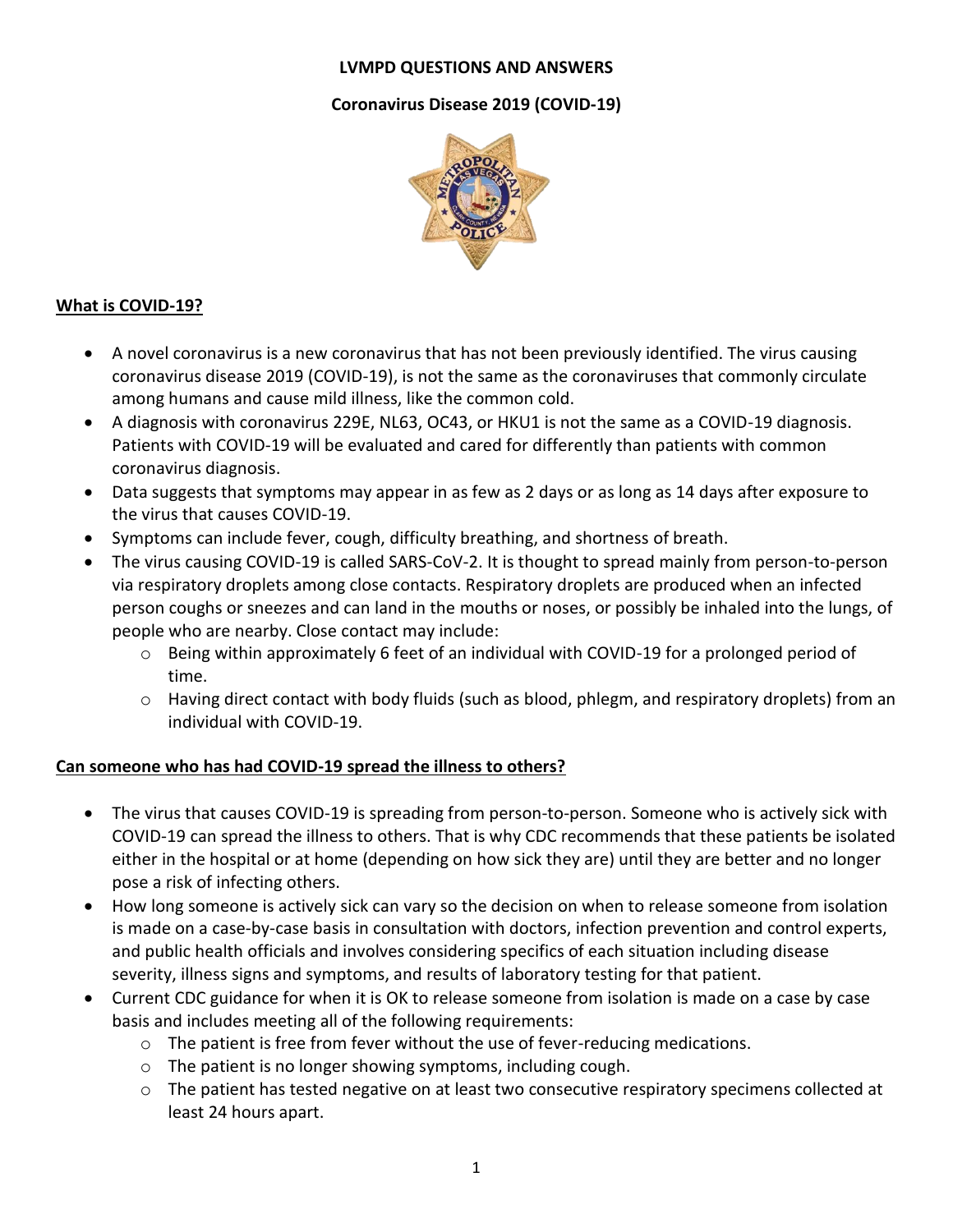# LVMPD QUESTIONS AND ANSWERS

## Coronavirus Disease 2019 (COVID-19)

### What is COVID-19?

- A novel coronavirus is a new coronavirus that has not been previously identified. The virus causing coronavirus disease 2019 (COVID-19), is not the same as the coronaviruses that commonly circulate among humans and cause mild illness, like the common cold.
- A diagnosis with coronavirus 229E, NL63, OC43, or HKU1 is not the same as a COVID-19 diagnosis. Patients with COVID-19 will be evaluated and cared for differently than patients with common coronavirus diagnosis.
- Data suggests that symptoms may appear in as few as 2 days or as long as 14 days after exposure to the virus that causes COVID-19.
- Symptoms can include fever, cough, difficulty breathing, and shortness of breath.
- The virus causing COVID-19 is called SARS-CoV-2. It is thought to spread mainly from person-to-person via respiratory droplets among close contacts. Respiratory droplets are produced when an infected person coughs or sneezes and can land in the mouths or noses, or possibly be inhaled into the lungs, of people who are nearby. Close contact may include:
  - Being within approximately 6 feet of an individual with COVID-19 for a prolonged period of time.
  - Having direct contact with body fluids (such as blood, phlegm, and respiratory droplets) from an individual with COVID-19.

### Can someone who has had COVID-19 spread the illness to others?

- The virus that causes COVID-19 is spreading from person-to-person. Someone who is actively sick with COVID-19 can spread the illness to others. That is why CDC recommends that these patients be isolated either in the hospital or at home (depending on how sick they are) until they are better and no longer pose a risk of infecting others.
- How long someone is actively sick can vary so the decision on when to release someone from isolation is made on a case-by-case basis in consultation with doctors, infection prevention and control experts, and public health officials and involves considering specifics of each situation including disease severity, illness signs and symptoms, and results of laboratory testing for that patient.
- Current CDC guidance for when it is OK to release someone from isolation is made on a case by case basis and includes meeting all of the following requirements:
  - The patient is free from fever without the use of fever-reducing medications.
  - The patient is no longer showing symptoms, including cough.
  - The patient has tested negative on at least two consecutive respiratory specimens collected at least 24 hours apart.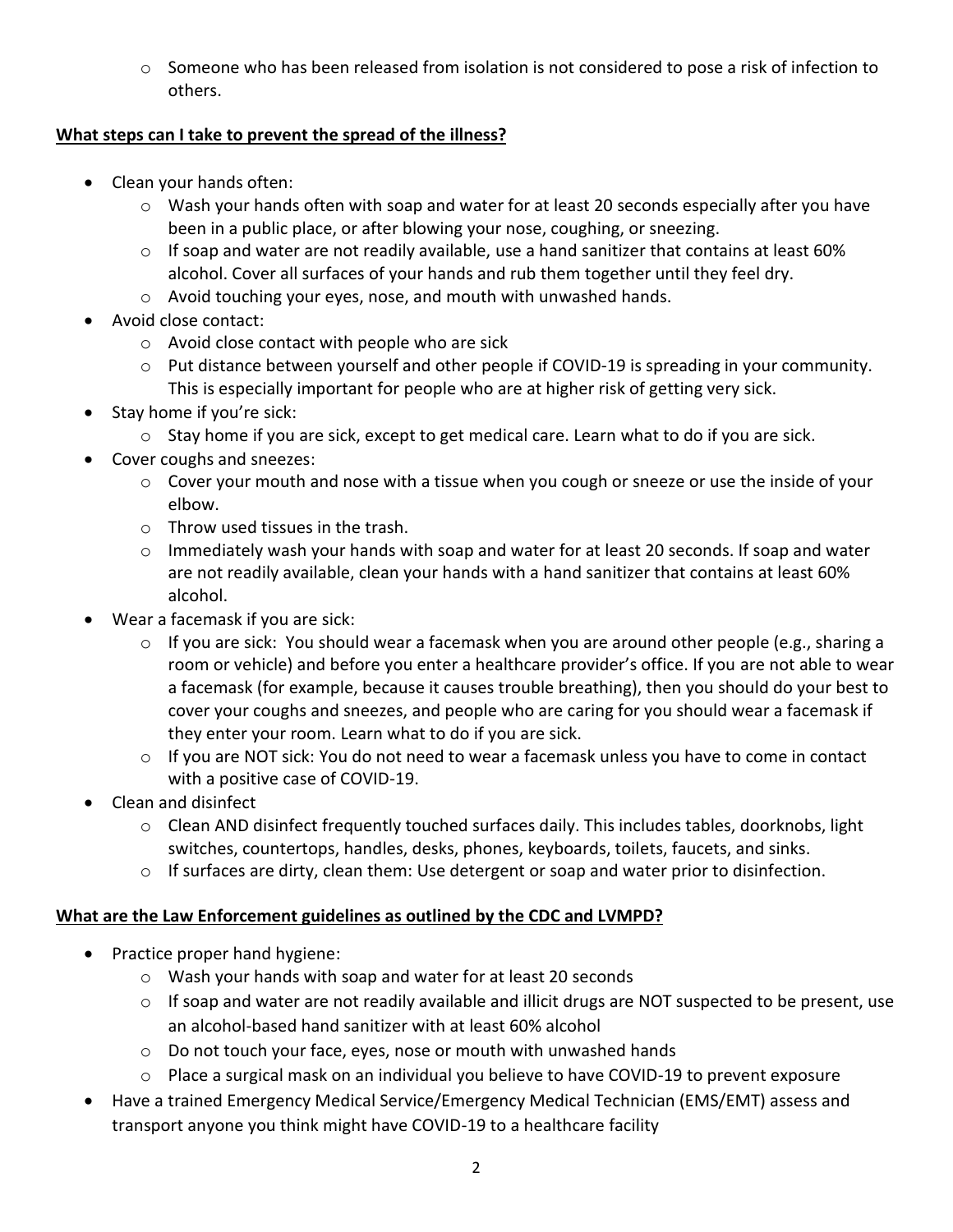- Someone who has been released from isolation is not considered to pose a risk of infection to others.

**<u>What steps can I take to prevent the spread of the illness?</u>**

- Clean your hands often:
  - Wash your hands often with soap and water for at least 20 seconds especially after you have been in a public place, or after blowing your nose, coughing, or sneezing.
  - If soap and water are not readily available, use a hand sanitizer that contains at least 60% alcohol. Cover all surfaces of your hands and rub them together until they feel dry.
  - Avoid touching your eyes, nose, and mouth with unwashed hands.
- Avoid close contact:
  - Avoid close contact with people who are sick
  - Put distance between yourself and other people if COVID-19 is spreading in your community. This is especially important for people who are at higher risk of getting very sick.
- Stay home if you're sick:
  - Stay home if you are sick, except to get medical care. Learn what to do if you are sick.
- Cover coughs and sneezes:
  - Cover your mouth and nose with a tissue when you cough or sneeze or use the inside of your elbow.
  - Throw used tissues in the trash.
  - Immediately wash your hands with soap and water for at least 20 seconds. If soap and water are not readily available, clean your hands with a hand sanitizer that contains at least 60% alcohol.
- Wear a facemask if you are sick:
  - If you are sick: You should wear a facemask when you are around other people (e.g., sharing a room or vehicle) and before you enter a healthcare provider's office. If you are not able to wear a facemask (for example, because it causes trouble breathing), then you should do your best to cover your coughs and sneezes, and people who are caring for you should wear a facemask if they enter your room. Learn what to do if you are sick.
  - If you are NOT sick: You do not need to wear a facemask unless you have to come in contact with a positive case of COVID-19.
- Clean and disinfect
  - Clean AND disinfect frequently touched surfaces daily. This includes tables, doorknobs, light switches, countertops, handles, desks, phones, keyboards, toilets, faucets, and sinks.
  - If surfaces are dirty, clean them: Use detergent or soap and water prior to disinfection.

**<u>What are the Law Enforcement guidelines as outlined by the CDC and LVMPD?</u>**

- Practice proper hand hygiene:
  - Wash your hands with soap and water for at least 20 seconds
  - If soap and water are not readily available and illicit drugs are NOT suspected to be present, use an alcohol-based hand sanitizer with at least 60% alcohol
  - Do not touch your face, eyes, nose or mouth with unwashed hands
  - Place a surgical mask on an individual you believe to have COVID-19 to prevent exposure
- Have a trained Emergency Medical Service/Emergency Medical Technician (EMS/EMT) assess and transport anyone you think might have COVID-19 to a healthcare facility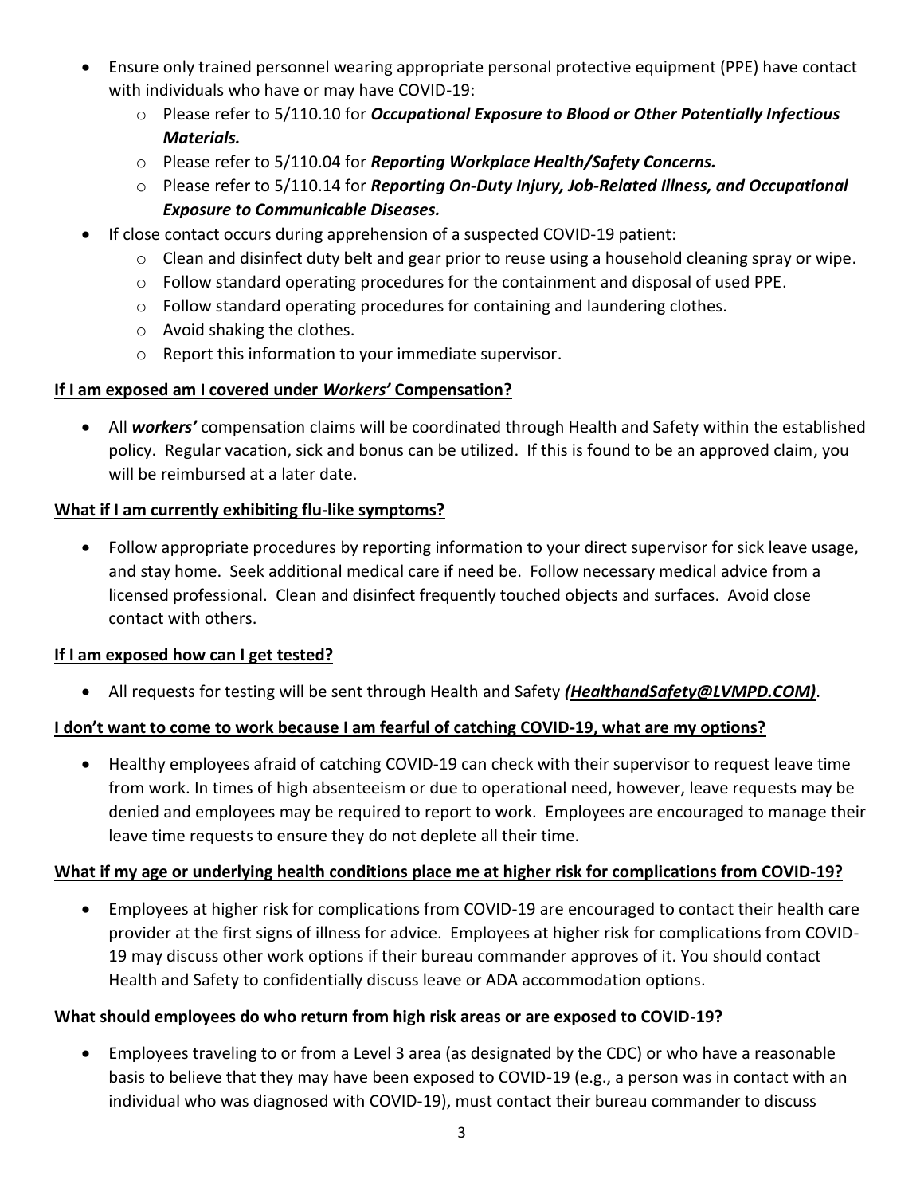- Ensure only trained personnel wearing appropriate personal protective equipment (PPE) have contact with individuals who have or may have COVID-19:
  - Please refer to 5/110.10 for ***Occupational Exposure to Blood or Other Potentially Infectious Materials.***
  - Please refer to 5/110.04 for ***Reporting Workplace Health/Safety Concerns.***
  - Please refer to 5/110.14 for ***Reporting On-Duty Injury, Job-Related Illness, and Occupational Exposure to Communicable Diseases.***
- If close contact occurs during apprehension of a suspected COVID-19 patient:
  - Clean and disinfect duty belt and gear prior to reuse using a household cleaning spray or wipe.
  - Follow standard operating procedures for the containment and disposal of used PPE.
  - Follow standard operating procedures for containing and laundering clothes.
  - Avoid shaking the clothes.
  - Report this information to your immediate supervisor.

**If I am exposed am I covered under *Workers'* Compensation?**

- All ***workers'*** compensation claims will be coordinated through Health and Safety within the established policy. Regular vacation, sick and bonus can be utilized. If this is found to be an approved claim, you will be reimbursed at a later date.

**What if I am currently exhibiting flu-like symptoms?**

- Follow appropriate procedures by reporting information to your direct supervisor for sick leave usage, and stay home. Seek additional medical care if need be. Follow necessary medical advice from a licensed professional. Clean and disinfect frequently touched objects and surfaces. Avoid close contact with others.

**If I am exposed how can I get tested?**

- All requests for testing will be sent through Health and Safety ***(HealthandSafety@LVMPD.COM)***.

**I don't want to come to work because I am fearful of catching COVID-19, what are my options?**

- Healthy employees afraid of catching COVID-19 can check with their supervisor to request leave time from work. In times of high absenteeism or due to operational need, however, leave requests may be denied and employees may be required to report to work. Employees are encouraged to manage their leave time requests to ensure they do not deplete all their time.

**What if my age or underlying health conditions place me at higher risk for complications from COVID-19?**

- Employees at higher risk for complications from COVID-19 are encouraged to contact their health care provider at the first signs of illness for advice. Employees at higher risk for complications from COVID-19 may discuss other work options if their bureau commander approves of it. You should contact Health and Safety to confidentially discuss leave or ADA accommodation options.

**What should employees do who return from high risk areas or are exposed to COVID-19?**

- Employees traveling to or from a Level 3 area (as designated by the CDC) or who have a reasonable basis to believe that they may have been exposed to COVID-19 (e.g., a person was in contact with an individual who was diagnosed with COVID-19), must contact their bureau commander to discuss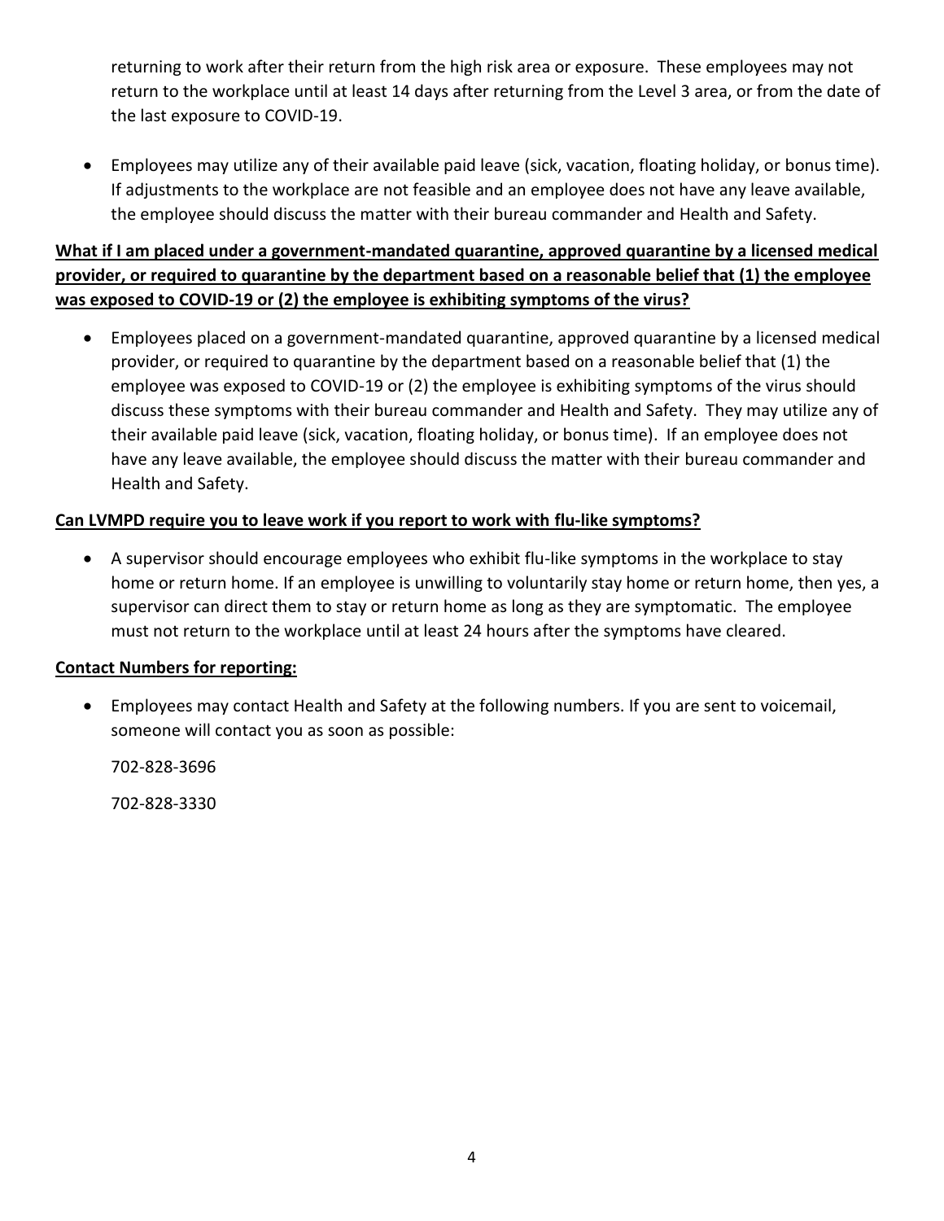returning to work after their return from the high risk area or exposure. These employees may not return to the workplace until at least 14 days after returning from the Level 3 area, or from the date of the last exposure to COVID-19.

- Employees may utilize any of their available paid leave (sick, vacation, floating holiday, or bonus time). If adjustments to the workplace are not feasible and an employee does not have any leave available, the employee should discuss the matter with their bureau commander and Health and Safety.

**What if I am placed under a government-mandated quarantine, approved quarantine by a licensed medical provider, or required to quarantine by the department based on a reasonable belief that (1) the employee was exposed to COVID-19 or (2) the employee is exhibiting symptoms of the virus?**

- Employees placed on a government-mandated quarantine, approved quarantine by a licensed medical provider, or required to quarantine by the department based on a reasonable belief that (1) the employee was exposed to COVID-19 or (2) the employee is exhibiting symptoms of the virus should discuss these symptoms with their bureau commander and Health and Safety. They may utilize any of their available paid leave (sick, vacation, floating holiday, or bonus time). If an employee does not have any leave available, the employee should discuss the matter with their bureau commander and Health and Safety.

**Can LVMPD require you to leave work if you report to work with flu-like symptoms?**

- A supervisor should encourage employees who exhibit flu-like symptoms in the workplace to stay home or return home. If an employee is unwilling to voluntarily stay home or return home, then yes, a supervisor can direct them to stay or return home as long as they are symptomatic. The employee must not return to the workplace until at least 24 hours after the symptoms have cleared.

**Contact Numbers for reporting:**

- Employees may contact Health and Safety at the following numbers. If you are sent to voicemail, someone will contact you as soon as possible:

  702-828-3696

  702-828-3330